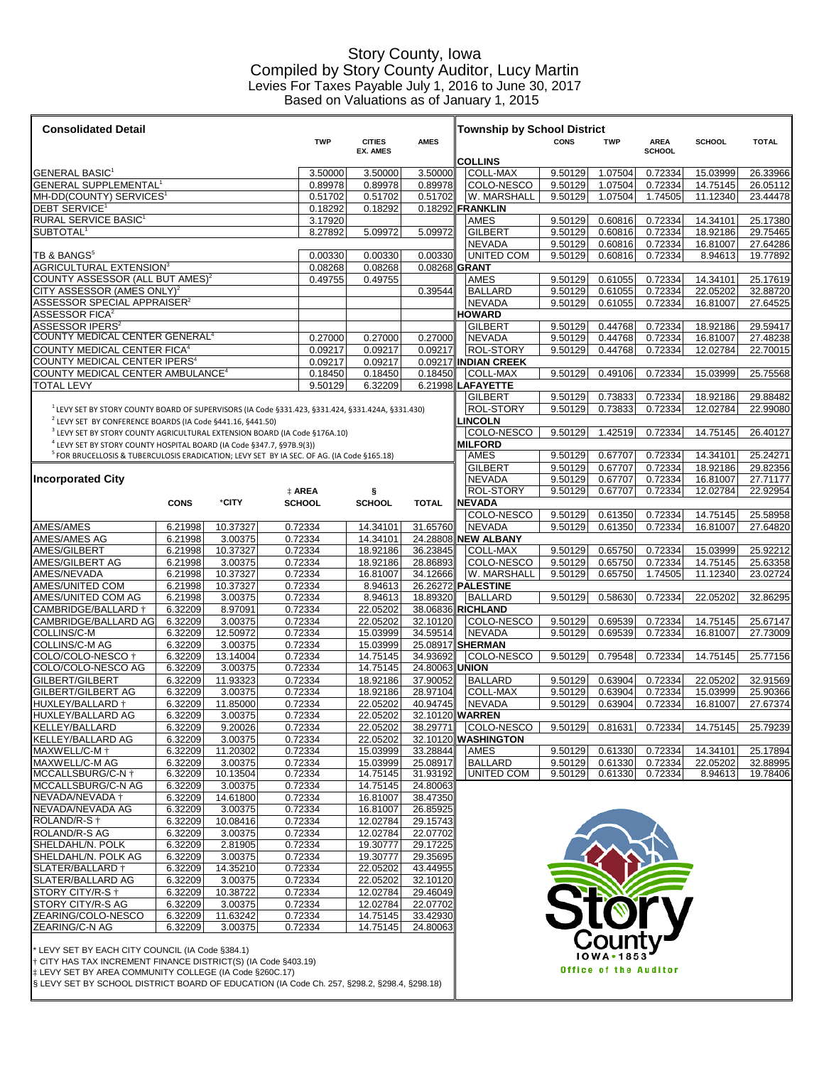# Story County, Iowa
## Compiled by Story County Auditor, Lucy Martin
### Levies For Taxes Payable July 1, 2016 to June 30, 2017
### Based on Valuations as of January 1, 2015

## Consolidated Detail

| | TWP | CITIES EX. AMES | AMES |
|---|---|---|---|
| GENERAL BASIC[1] | 3.50000 | 3.50000 | 3.50000 |
| GENERAL SUPPLEMENTAL[1] | 0.89978 | 0.89978 | 0.89978 |
| MH-DD(COUNTY) SERVICES[1] | 0.51702 | 0.51702 | 0.51702 |
| DEBT SERVICE[1] | 0.18292 | 0.18292 | 0.18292 |
| RURAL SERVICE BASIC[1] | 3.17920 | | |
| SUBTOTAL[1] | 8.27892 | 5.09972 | 5.09972 |
| TB & BANGS[5] | 0.00330 | 0.00330 | 0.00330 |
| AGRICULTURAL EXTENSION[3] | 0.08268 | 0.08268 | 0.08268 |
| COUNTY ASSESSOR (ALL BUT AMES)[2] | 0.49755 | 0.49755 | |
| CITY ASSESSOR (AMES ONLY)[2] | | | 0.39544 |
| ASSESSOR SPECIAL APPRAISER[2] | | | |
| ASSESSOR FICA[2] | | | |
| ASSESSOR IPERS[2] | | | |
| COUNTY MEDICAL CENTER GENERAL[4] | 0.27000 | 0.27000 | 0.27000 |
| COUNTY MEDICAL CENTER FICA[4] | 0.09217 | 0.09217 | 0.09217 |
| COUNTY MEDICAL CENTER IPERS[4] | 0.09217 | 0.09217 | 0.09217 |
| COUNTY MEDICAL CENTER AMBULANCE[4] | 0.18450 | 0.18450 | 0.18450 |
| TOTAL LEVY | 9.50129 | 6.32209 | 6.21998 |

[1] LEVY SET BY STORY COUNTY BOARD OF SUPERVISORS (IA Code §331.423, §331.424, §331.424A, §331.430)
[2] LEVY SET BY CONFERENCE BOARDS (IA Code §441.16, §441.50)
[3] LEVY SET BY STORY COUNTY AGRICULTURAL EXTENSION BOARD (IA Code §176A.10)
[4] LEVY SET BY STORY COUNTY HOSPITAL BOARD (IA Code §347.7, §97B.9(3))
[5] FOR BRUCELLOSIS & TUBERCULOSIS ERADICATION; LEVY SET BY IA SEC. OF AG. (IA Code §165.18)

## Incorporated City

| | CONS | *CITY | ‡ AREA SCHOOL | § SCHOOL | TOTAL |
|---|---|---|---|---|---|
| AMES/AMES | 6.21998 | 10.37327 | 0.72334 | 14.34101 | 31.65760 |
| AMES/AMES AG | 6.21998 | 3.00375 | 0.72334 | 14.34101 | 24.28808 |
| AMES/GILBERT | 6.21998 | 10.37327 | 0.72334 | 18.92186 | 36.23845 |
| AMES/GILBERT AG | 6.21998 | 3.00375 | 0.72334 | 18.92186 | 28.86893 |
| AMES/NEVADA | 6.21998 | 10.37327 | 0.72334 | 16.81007 | 34.12666 |
| AMES/UNITED COM | 6.21998 | 10.37327 | 0.72334 | 8.94613 | 26.26272 |
| AMES/UNITED COM AG | 6.21998 | 3.00375 | 0.72334 | 8.94613 | 18.89320 |
| CAMBRIDGE/BALLARD † | 6.32209 | 8.97091 | 0.72334 | 22.05202 | 38.06836 |
| CAMBRIDGE/BALLARD AG | 6.32209 | 3.00375 | 0.72334 | 22.05202 | 32.10120 |
| COLLINS/C-M | 6.32209 | 12.50972 | 0.72334 | 15.03999 | 34.59514 |
| COLLINS/C-M AG | 6.32209 | 3.00375 | 0.72334 | 15.03999 | 25.08917 |
| COLO/COLO-NESCO † | 6.32209 | 13.14004 | 0.72334 | 14.75145 | 34.93692 |
| COLO/COLO-NESCO AG | 6.32209 | 3.00375 | 0.72334 | 14.75145 | 24.80063 |
| GILBERT/GILBERT | 6.32209 | 11.93323 | 0.72334 | 18.92186 | 37.90052 |
| GILBERT/GILBERT AG | 6.32209 | 3.00375 | 0.72334 | 18.92186 | 28.97104 |
| HUXLEY/BALLARD † | 6.32209 | 11.85000 | 0.72334 | 22.05202 | 40.94745 |
| HUXLEY/BALLARD AG | 6.32209 | 3.00375 | 0.72334 | 22.05202 | 32.10120 |
| KELLEY/BALLARD | 6.32209 | 9.20026 | 0.72334 | 22.05202 | 38.29771 |
| KELLEY/BALLARD AG | 6.32209 | 3.00375 | 0.72334 | 22.05202 | 32.10120 |
| MAXWELL/C-M † | 6.32209 | 11.20302 | 0.72334 | 15.03999 | 33.28844 |
| MAXWELL/C-M AG | 6.32209 | 3.00375 | 0.72334 | 15.03999 | 25.08917 |
| MCCALLSBURG/C-N † | 6.32209 | 10.13504 | 0.72334 | 14.75145 | 31.93192 |
| MCCALLSBURG/C-N AG | 6.32209 | 3.00375 | 0.72334 | 14.75145 | 24.80063 |
| NEVADA/NEVADA † | 6.32209 | 14.61800 | 0.72334 | 16.81007 | 38.47350 |
| NEVADA/NEVADA AG | 6.32209 | 3.00375 | 0.72334 | 16.81007 | 26.85925 |
| ROLAND/R-S † | 6.32209 | 10.08416 | 0.72334 | 12.02784 | 29.15743 |
| ROLAND/R-S AG | 6.32209 | 3.00375 | 0.72334 | 12.02784 | 22.07702 |
| SHELDAHL/N. POLK | 6.32209 | 2.81905 | 0.72334 | 19.30777 | 29.17225 |
| SHELDAHL/N. POLK AG | 6.32209 | 3.00375 | 0.72334 | 19.30777 | 29.35695 |
| SLATER/BALLARD † | 6.32209 | 14.35210 | 0.72334 | 22.05202 | 43.44955 |
| SLATER/BALLARD AG | 6.32209 | 3.00375 | 0.72334 | 22.05202 | 32.10120 |
| STORY CITY/R-S † | 6.32209 | 10.38722 | 0.72334 | 12.02784 | 29.46049 |
| STORY CITY/R-S AG | 6.32209 | 3.00375 | 0.72334 | 12.02784 | 22.07702 |
| ZEARING/COLO-NESCO | 6.32209 | 11.63242 | 0.72334 | 14.75145 | 33.42930 |
| ZEARING/C-N AG | 6.32209 | 3.00375 | 0.72334 | 14.75145 | 24.80063 |

\* LEVY SET BY EACH CITY COUNCIL (IA Code §384.1)
† CITY HAS TAX INCREMENT FINANCE DISTRICT(S) (IA Code §403.19)
‡ LEVY SET BY AREA COMMUNITY COLLEGE (IA Code §260C.17)
§ LEVY SET BY SCHOOL DISTRICT BOARD OF EDUCATION (IA Code Ch. 257, §298.2, §298.4, §298.18)

## Township by School District

| | CONS | TWP | AREA SCHOOL | SCHOOL | TOTAL |
|---|---|---|---|---|---|
| **COLLINS** | | | | | |
| COLL-MAX | 9.50129 | 1.07504 | 0.72334 | 15.03999 | 26.33966 |
| COLO-NESCO | 9.50129 | 1.07504 | 0.72334 | 14.75145 | 26.05112 |
| W. MARSHALL | 9.50129 | 1.07504 | 1.74505 | 11.12340 | 23.44478 |
| **FRANKLIN** | | | | | |
| AMES | 9.50129 | 0.60816 | 0.72334 | 14.34101 | 25.17380 |
| GILBERT | 9.50129 | 0.60816 | 0.72334 | 18.92186 | 29.75465 |
| NEVADA | 9.50129 | 0.60816 | 0.72334 | 16.81007 | 27.64286 |
| UNITED COM | 9.50129 | 0.60816 | 0.72334 | 8.94613 | 19.77892 |
| **GRANT** | | | | | |
| AMES | 9.50129 | 0.61055 | 0.72334 | 14.34101 | 25.17619 |
| BALLARD | 9.50129 | 0.61055 | 0.72334 | 22.05202 | 32.88720 |
| NEVADA | 9.50129 | 0.61055 | 0.72334 | 16.81007 | 27.64525 |
| **HOWARD** | | | | | |
| GILBERT | 9.50129 | 0.44768 | 0.72334 | 18.92186 | 29.59417 |
| NEVADA | 9.50129 | 0.44768 | 0.72334 | 16.81007 | 27.48238 |
| ROL-STORY | 9.50129 | 0.44768 | 0.72334 | 12.02784 | 22.70015 |
| **INDIAN CREEK** | | | | | |
| COLL-MAX | 9.50129 | 0.49106 | 0.72334 | 15.03999 | 25.75568 |
| **LAFAYETTE** | | | | | |
| GILBERT | 9.50129 | 0.73833 | 0.72334 | 18.92186 | 29.88482 |
| ROL-STORY | 9.50129 | 0.73833 | 0.72334 | 12.02784 | 22.99080 |
| **LINCOLN** | | | | | |
| COLO-NESCO | 9.50129 | 1.42519 | 0.72334 | 14.75145 | 26.40127 |
| **MILFORD** | | | | | |
| AMES | 9.50129 | 0.67707 | 0.72334 | 14.34101 | 25.24271 |
| GILBERT | 9.50129 | 0.67707 | 0.72334 | 18.92186 | 29.82356 |
| NEVADA | 9.50129 | 0.67707 | 0.72334 | 16.81007 | 27.71177 |
| ROL-STORY | 9.50129 | 0.67707 | 0.72334 | 12.02784 | 22.92954 |
| **NEVADA** | | | | | |
| COLO-NESCO | 9.50129 | 0.61350 | 0.72334 | 14.75145 | 25.58958 |
| NEVADA | 9.50129 | 0.61350 | 0.72334 | 16.81007 | 27.64820 |
| **NEW ALBANY** | | | | | |
| COLL-MAX | 9.50129 | 0.65750 | 0.72334 | 15.03999 | 25.92212 |
| COLO-NESCO | 9.50129 | 0.65750 | 0.72334 | 14.75145 | 25.63358 |
| W. MARSHALL | 9.50129 | 0.65750 | 1.74505 | 11.12340 | 23.02724 |
| **PALESTINE** | | | | | |
| BALLARD | 9.50129 | 0.58630 | 0.72334 | 22.05202 | 32.86295 |
| **RICHLAND** | | | | | |
| COLO-NESCO | 9.50129 | 0.69539 | 0.72334 | 14.75145 | 25.67147 |
| NEVADA | 9.50129 | 0.69539 | 0.72334 | 16.81007 | 27.73009 |
| **SHERMAN** | | | | | |
| COLO-NESCO | 9.50129 | 0.79548 | 0.72334 | 14.75145 | 25.77156 |
| **UNION** | | | | | |
| BALLARD | 9.50129 | 0.63904 | 0.72334 | 22.05202 | 32.91569 |
| COLL-MAX | 9.50129 | 0.63904 | 0.72334 | 15.03999 | 25.90366 |
| NEVADA | 9.50129 | 0.63904 | 0.72334 | 16.81007 | 27.67374 |
| **WARREN** | | | | | |
| COLO-NESCO | 9.50129 | 0.81631 | 0.72334 | 14.75145 | 25.79239 |
| **WASHINGTON** | | | | | |
| AMES | 9.50129 | 0.61330 | 0.72334 | 14.34101 | 25.17894 |
| BALLARD | 9.50129 | 0.61330 | 0.72334 | 22.05202 | 32.88995 |
| UNITED COM | 9.50129 | 0.61330 | 0.72334 | 8.94613 | 19.78406 |

Story County IOWA • 1853
Office of the Auditor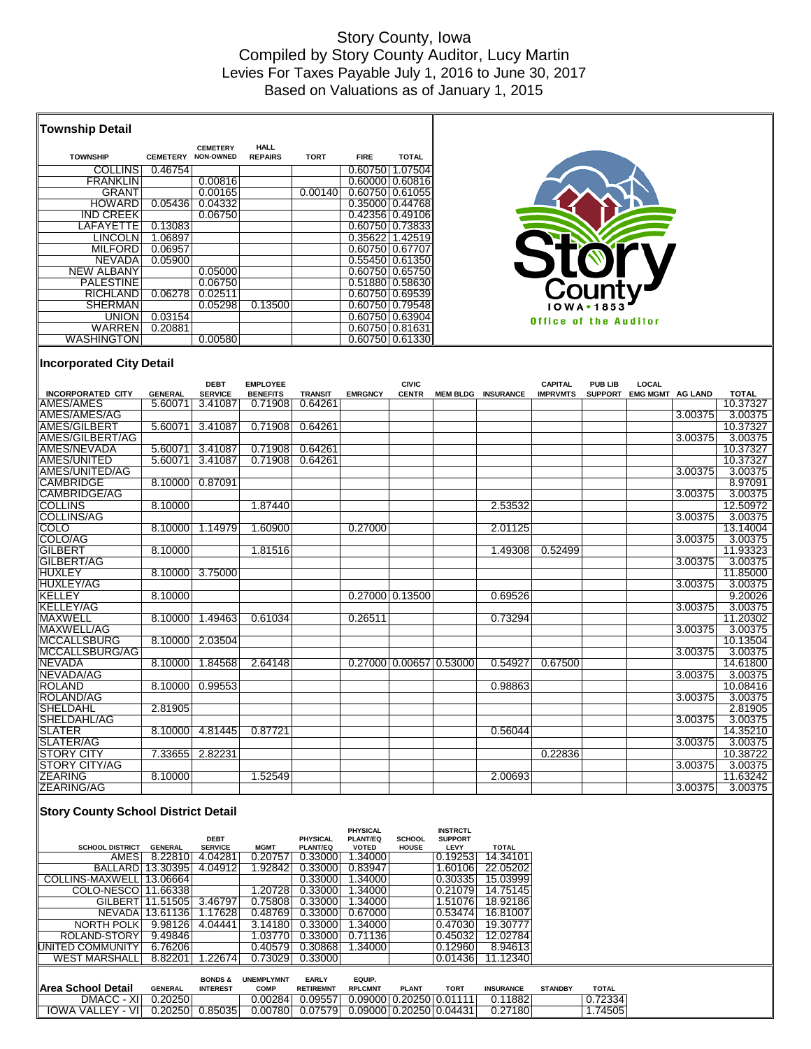# Story County, Iowa

Compiled by Story County Auditor, Lucy Martin
Levies For Taxes Payable July 1, 2016 to June 30, 2017
Based on Valuations as of January 1, 2015

## Township Detail

| TOWNSHIP | CEMETERY | CEMETERY NON-OWNED | HALL REPAIRS | TORT | FIRE | TOTAL |
|---|---|---|---|---|---|---|
| COLLINS | 0.46754 | | | | 0.60750 | 1.07504 |
| FRANKLIN | | 0.00816 | | | 0.60000 | 0.60816 |
| GRANT | | 0.00165 | | 0.00140 | 0.60750 | 0.61055 |
| HOWARD | 0.05436 | 0.04332 | | | 0.35000 | 0.44768 |
| IND CREEK | | 0.06750 | | | 0.42356 | 0.49106 |
| LAFAYETTE | 0.13083 | | | | 0.60750 | 0.73833 |
| LINCOLN | 1.06897 | | | | 0.35622 | 1.42519 |
| MILFORD | 0.06957 | | | | 0.60750 | 0.67707 |
| NEVADA | 0.05900 | | | | 0.55450 | 0.61350 |
| NEW ALBANY | | 0.05000 | | | 0.60750 | 0.65750 |
| PALESTINE | | 0.06750 | | | 0.51880 | 0.58630 |
| RICHLAND | 0.06278 | 0.02511 | | | 0.60750 | 0.69539 |
| SHERMAN | | 0.05298 | 0.13500 | | 0.60750 | 0.79548 |
| UNION | 0.03154 | | | | 0.60750 | 0.63904 |
| WARREN | 0.20881 | | | | 0.60750 | 0.81631 |
| WASHINGTON | | 0.00580 | | | 0.60750 | 0.61330 |

## Incorporated City Detail

| INCORPORATED CITY | GENERAL | DEBT SERVICE | EMPLOYEE BENEFITS | TRANSIT | EMRGNCY | CIVIC CENTR | MEM BLDG | INSURANCE | CAPITAL IMPRVMTS | PUB LIB SUPPORT | LOCAL EMG MGMT | AG LAND | TOTAL |
|---|---|---|---|---|---|---|---|---|---|---|---|---|---|
| AMES/AMES | 5.60071 | 3.41087 | 0.71908 | 0.64261 | | | | | | | | | 10.37327 |
| AMES/AMES/AG | | | | | | | | | | | | 3.00375 | 3.00375 |
| AMES/GILBERT | 5.60071 | 3.41087 | 0.71908 | 0.64261 | | | | | | | | | 10.37327 |
| AMES/GILBERT/AG | | | | | | | | | | | | 3.00375 | 3.00375 |
| AMES/NEVADA | 5.60071 | 3.41087 | 0.71908 | 0.64261 | | | | | | | | | 10.37327 |
| AMES/UNITED | 5.60071 | 3.41087 | 0.71908 | 0.64261 | | | | | | | | | 10.37327 |
| AMES/UNITED/AG | | | | | | | | | | | | 3.00375 | 3.00375 |
| CAMBRIDGE | 8.10000 | 0.87091 | | | | | | | | | | | 8.97091 |
| CAMBRIDGE/AG | | | | | | | | | | | | 3.00375 | 3.00375 |
| COLLINS | 8.10000 | | 1.87440 | | | | | 2.53532 | | | | | 12.50972 |
| COLLINS/AG | | | | | | | | | | | | 3.00375 | 3.00375 |
| COLO | 8.10000 | 1.14979 | 1.60900 | | 0.27000 | | | 2.01125 | | | | | 13.14004 |
| COLO/AG | | | | | | | | | | | | 3.00375 | 3.00375 |
| GILBERT | 8.10000 | | 1.81516 | | | | | 1.49308 | 0.52499 | | | | 11.93323 |
| GILBERT/AG | | | | | | | | | | | | 3.00375 | 3.00375 |
| HUXLEY | 8.10000 | 3.75000 | | | | | | | | | | | 11.85000 |
| HUXLEY/AG | | | | | | | | | | | | 3.00375 | 3.00375 |
| KELLEY | 8.10000 | | | | 0.27000 | 0.13500 | | 0.69526 | | | | | 9.20026 |
| KELLEY/AG | | | | | | | | | | | | 3.00375 | 3.00375 |
| MAXWELL | 8.10000 | 1.49463 | 0.61034 | | 0.26511 | | | 0.73294 | | | | | 11.20302 |
| MAXWELL/AG | | | | | | | | | | | | 3.00375 | 3.00375 |
| MCCALLSBURG | 8.10000 | 2.03504 | | | | | | | | | | | 10.13504 |
| MCCALLSBURG/AG | | | | | | | | | | | | 3.00375 | 3.00375 |
| NEVADA | 8.10000 | 1.84568 | 2.64148 | | 0.27000 | 0.00657 | 0.53000 | 0.54927 | 0.67500 | | | | 14.61800 |
| NEVADA/AG | | | | | | | | | | | | 3.00375 | 3.00375 |
| ROLAND | 8.10000 | 0.99553 | | | | | | 0.98863 | | | | | 10.08416 |
| ROLAND/AG | | | | | | | | | | | | 3.00375 | 3.00375 |
| SHELDAHL | 2.81905 | | | | | | | | | | | | 2.81905 |
| SHELDAHL/AG | | | | | | | | | | | | 3.00375 | 3.00375 |
| SLATER | 8.10000 | 4.81445 | 0.87721 | | | | | 0.56044 | | | | | 14.35210 |
| SLATER/AG | | | | | | | | | | | | 3.00375 | 3.00375 |
| STORY CITY | 7.33655 | 2.82231 | | | | | | | 0.22836 | | | | 10.38722 |
| STORY CITY/AG | | | | | | | | | | | | 3.00375 | 3.00375 |
| ZEARING | 8.10000 | | 1.52549 | | | | | 2.00693 | | | | | 11.63242 |
| ZEARING/AG | | | | | | | | | | | | 3.00375 | 3.00375 |

## Story County School District Detail

| SCHOOL DISTRICT | GENERAL | DEBT SERVICE | MGMT | PHYSICAL PLANT/EQ | PHYSICAL PLANT/EQ VOTED | SCHOOL HOUSE | INSTRCTL SUPPORT LEVY | TOTAL |
|---|---|---|---|---|---|---|---|---|
| AMES | 8.22810 | 4.04281 | 0.20757 | 0.33000 | 1.34000 | | 0.19253 | 14.34101 |
| BALLARD | 13.30395 | 4.04912 | 1.92842 | 0.33000 | 0.83947 | | 1.60106 | 22.05202 |
| COLLINS-MAXWELL | 13.06664 | | | 0.33000 | 1.34000 | | 0.30335 | 15.03999 |
| COLO-NESCO | 11.66338 | | 1.20728 | 0.33000 | 1.34000 | | 0.21079 | 14.75145 |
| GILBERT | 11.51505 | 3.46797 | 0.75808 | 0.33000 | 1.34000 | | 1.51076 | 18.92186 |
| NEVADA | 13.61136 | 1.17628 | 0.48769 | 0.33000 | 0.67000 | | 0.53474 | 16.81007 |
| NORTH POLK | 9.98126 | 4.04441 | 3.14180 | 0.33000 | 1.34000 | | 0.47030 | 19.30777 |
| ROLAND-STORY | 9.49846 | | 1.03770 | 0.33000 | 0.71136 | | 0.45032 | 12.02784 |
| UNITED COMMUNITY | 6.76206 | | 0.40579 | 0.30868 | 1.34000 | | 0.12960 | 8.94613 |
| WEST MARSHALL | 8.82201 | 1.22674 | 0.73029 | 0.33000 | | | 0.01436 | 11.12340 |

## Area School Detail

| Area School Detail | GENERAL | BONDS & INTEREST | UNEMPLYMNT COMP | EARLY RETIREMNT | EQUIP. RPLCMNT | PLANT | TORT | INSURANCE | STANDBY | TOTAL |
|---|---|---|---|---|---|---|---|---|---|---|
| DMACC - XI | 0.20250 | | 0.00284 | 0.09557 | 0.09000 | 0.20250 | 0.01111 | 0.11882 | | 0.72334 |
| IOWA VALLEY - VI | 0.20250 | 0.85035 | 0.00780 | 0.07579 | 0.09000 | 0.20250 | 0.04431 | 0.27180 | | 1.74505 |